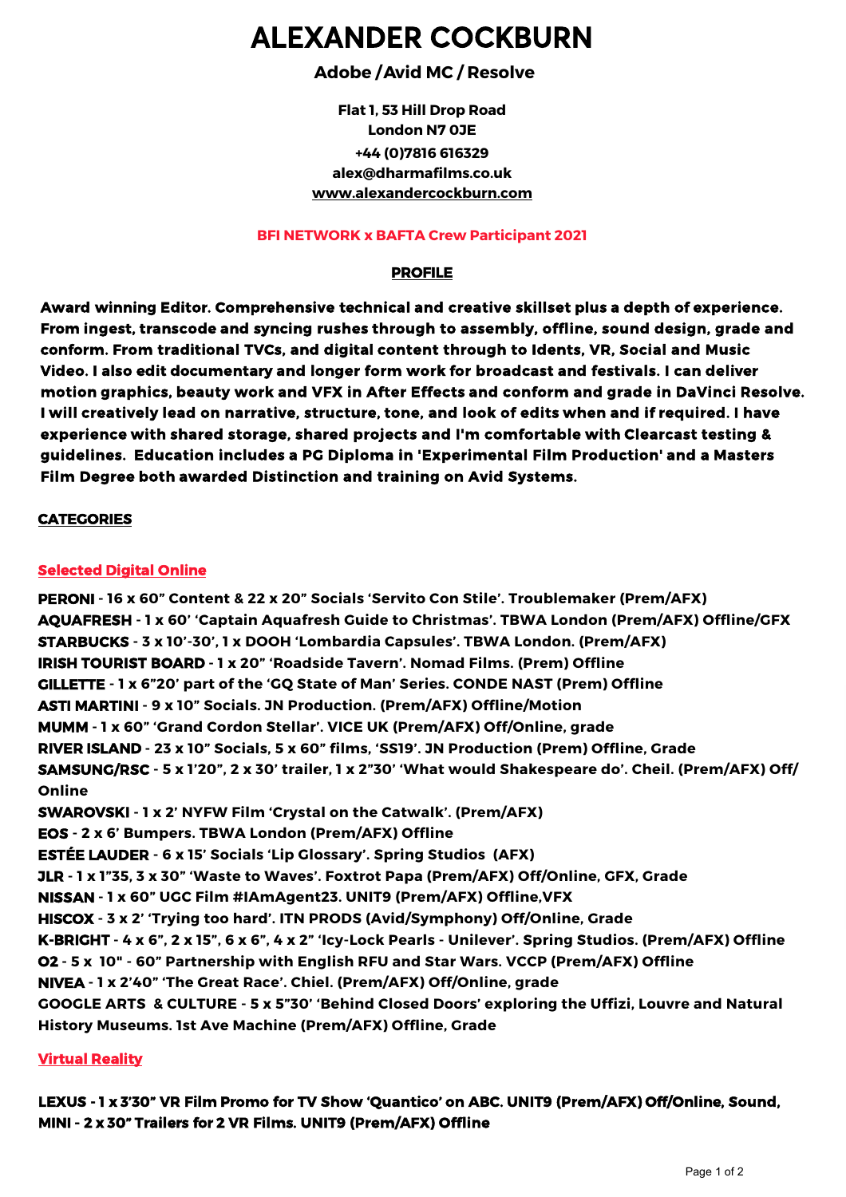# ALEXANDER COCKBURN

**Adobe /Avid MC / Resolve**

**Flat 1, 53 Hill Drop Road**
**London N7 0JE**
**+44 (0)7816 616329**
**alex@dharmafilms.co.uk**
**www.alexandercockburn.com**

**BFI NETWORK x BAFTA Crew Participant 2021**

## PROFILE

**Award winning Editor. Comprehensive technical and creative skillset plus a depth of experience. From ingest, transcode and syncing rushes through to assembly, offline, sound design, grade and conform. From traditional TVCs, and digital content through to Idents, VR, Social and Music Video. I also edit documentary and longer form work for broadcast and festivals. I can deliver motion graphics, beauty work and VFX in After Effects and conform and grade in DaVinci Resolve. I will creatively lead on narrative, structure, tone, and look of edits when and if required. I have experience with shared storage, shared projects and I'm comfortable with Clearcast testing & guidelines. Education includes a PG Diploma in 'Experimental Film Production' and a Masters Film Degree both awarded Distinction and training on Avid Systems.**

## CATEGORIES

### Selected Digital Online

**PERONI** - 16 x 60" Content & 22 x 20" Socials 'Servito Con Stile'. Troublemaker (Prem/AFX)
**AQUAFRESH** - 1 x 60' 'Captain Aquafresh Guide to Christmas'. TBWA London (Prem/AFX) Offline/GFX
**STARBUCKS** - 3 x 10'-30', 1 x DOOH 'Lombardia Capsules'. TBWA London. (Prem/AFX)
**IRISH TOURIST BOARD** - 1 x 20" 'Roadside Tavern'. Nomad Films. (Prem) Offline
**GILLETTE** - 1 x 6"20' part of the 'GQ State of Man' Series. CONDE NAST (Prem) Offline
**ASTI MARTINI** - 9 x 10" Socials. JN Production. (Prem/AFX) Offline/Motion
**MUMM** - 1 x 60" 'Grand Cordon Stellar'. VICE UK (Prem/AFX) Off/Online, grade
**RIVER ISLAND** - 23 x 10" Socials, 5 x 60" films, 'SS19'. JN Production (Prem) Offline, Grade
**SAMSUNG/RSC** - 5 x 1'20", 2 x 30' trailer, 1 x 2"30' 'What would Shakespeare do'. Cheil. (Prem/AFX) Off/Online
**SWAROVSKI** - 1 x 2' NYFW Film 'Crystal on the Catwalk'. (Prem/AFX)
**EOS** - 2 x 6' Bumpers. TBWA London (Prem/AFX) Offline
**ESTÉE LAUDER** - 6 x 15' Socials 'Lip Glossary'. Spring Studios (AFX)
**JLR** - 1 x 1"35, 3 x 30" 'Waste to Waves'. Foxtrot Papa (Prem/AFX) Off/Online, GFX, Grade
**NISSAN** - 1 x 60" UGC Film #IAmAgent23. UNIT9 (Prem/AFX) Offline,VFX
**HISCOX** - 3 x 2' 'Trying too hard'. ITN PRODS (Avid/Symphony) Off/Online, Grade
**K-BRIGHT** - 4 x 6", 2 x 15", 6 x 6", 4 x 2" 'Icy-Lock Pearls - Unilever'. Spring Studios. (Prem/AFX) Offline
**O2** - 5 x 10" - 60" Partnership with English RFU and Star Wars. VCCP (Prem/AFX) Offline
**NIVEA** - 1 x 2'40" 'The Great Race'. Chiel. (Prem/AFX) Off/Online, grade
**GOOGLE ARTS & CULTURE** - 5 x 5"30' 'Behind Closed Doors' exploring the Uffizi, Louvre and Natural History Museums. 1st Ave Machine (Prem/AFX) Offline, Grade

### Virtual Reality

**LEXUS - 1 x 3'30" VR Film Promo for TV Show 'Quantico' on ABC. UNIT9 (Prem/AFX) Off/Online, Sound,**
**MINI - 2 x 30" Trailers for 2 VR Films. UNIT9 (Prem/AFX) Offline**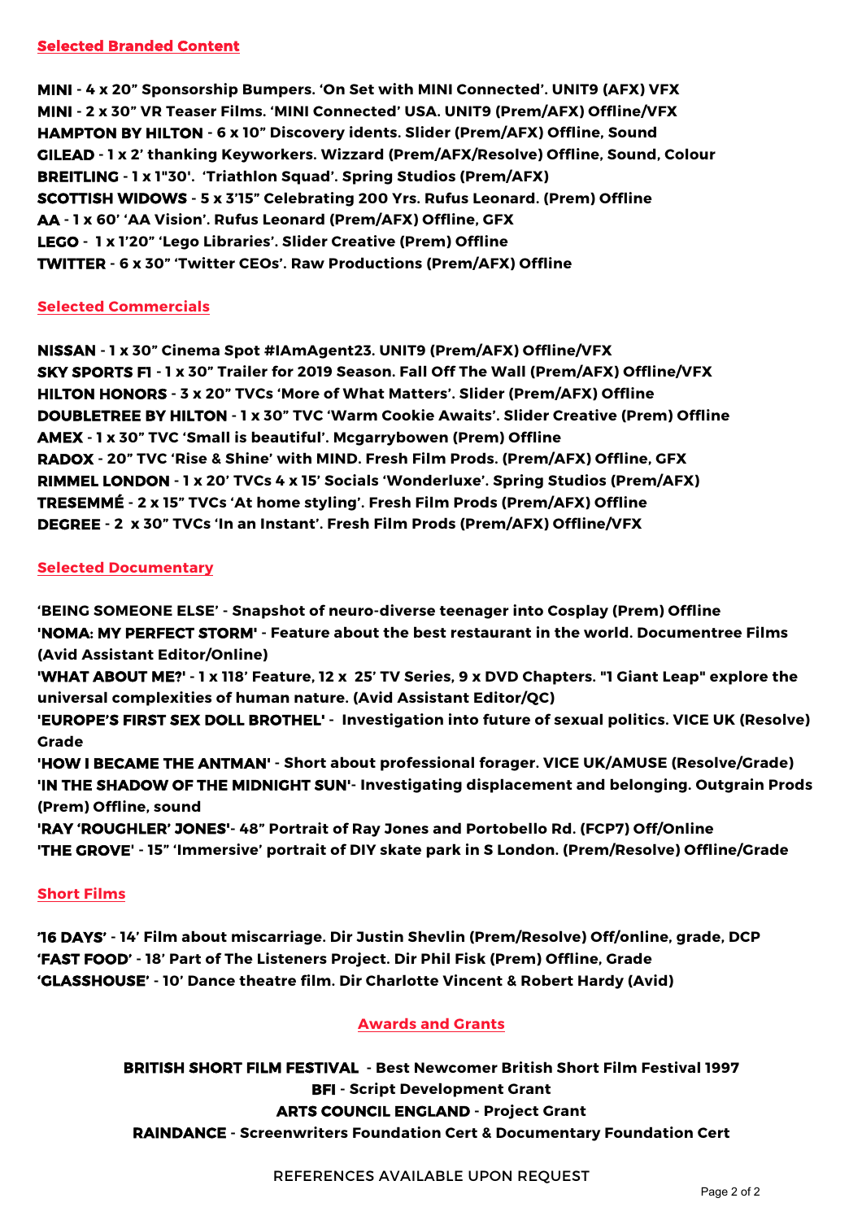## Selected Branded Content

**MINI - 4 x 20" Sponsorship Bumpers. 'On Set with MINI Connected'. UNIT9 (AFX) VFX**
**MINI - 2 x 30" VR Teaser Films. 'MINI Connected' USA. UNIT9 (Prem/AFX) Offline/VFX**
**HAMPTON BY HILTON - 6 x 10" Discovery idents. Slider (Prem/AFX) Offline, Sound**
**GILEAD - 1 x 2' thanking Keyworkers. Wizzard (Prem/AFX/Resolve) Offline, Sound, Colour**
**BREITLING - 1 x 1"30'. 'Triathlon Squad'. Spring Studios (Prem/AFX)**
**SCOTTISH WIDOWS - 5 x 3'15" Celebrating 200 Yrs. Rufus Leonard. (Prem) Offline**
**AA - 1 x 60' 'AA Vision'. Rufus Leonard (Prem/AFX) Offline, GFX**
**LEGO - 1 x 1'20" 'Lego Libraries'. Slider Creative (Prem) Offline**
**TWITTER - 6 x 30" 'Twitter CEOs'. Raw Productions (Prem/AFX) Offline**

## Selected Commercials

**NISSAN - 1 x 30" Cinema Spot #IAmAgent23. UNIT9 (Prem/AFX) Offline/VFX**
**SKY SPORTS F1 - 1 x 30" Trailer for 2019 Season. Fall Off The Wall (Prem/AFX) Offline/VFX**
**HILTON HONORS - 3 x 20" TVCs 'More of What Matters'. Slider (Prem/AFX) Offline**
**DOUBLETREE BY HILTON - 1 x 30" TVC 'Warm Cookie Awaits'. Slider Creative (Prem) Offline**
**AMEX - 1 x 30" TVC 'Small is beautiful'. Mcgarrybowen (Prem) Offline**
**RADOX - 20" TVC 'Rise & Shine' with MIND. Fresh Film Prods. (Prem/AFX) Offline, GFX**
**RIMMEL LONDON - 1 x 20' TVCs 4 x 15' Socials 'Wonderluxe'. Spring Studios (Prem/AFX)**
**TRESEMMÉ - 2 x 15" TVCs 'At home styling'. Fresh Film Prods (Prem/AFX) Offline**
**DEGREE - 2 x 30" TVCs 'In an Instant'. Fresh Film Prods (Prem/AFX) Offline/VFX**

## Selected Documentary

**'BEING SOMEONE ELSE' - Snapshot of neuro-diverse teenager into Cosplay (Prem) Offline**
**'NOMA: MY PERFECT STORM' - Feature about the best restaurant in the world. Documentree Films (Avid Assistant Editor/Online)**
**'WHAT ABOUT ME?' - 1 x 118' Feature, 12 x 25' TV Series, 9 x DVD Chapters. "1 Giant Leap" explore the universal complexities of human nature. (Avid Assistant Editor/QC)**
**'EUROPE'S FIRST SEX DOLL BROTHEL' - Investigation into future of sexual politics. VICE UK (Resolve) Grade**
**'HOW I BECAME THE ANTMAN' - Short about professional forager. VICE UK/AMUSE (Resolve/Grade)**
**'IN THE SHADOW OF THE MIDNIGHT SUN'- Investigating displacement and belonging. Outgrain Prods (Prem) Offline, sound**
**'RAY 'ROUGHLER' JONES'- 48" Portrait of Ray Jones and Portobello Rd. (FCP7) Off/Online**
**'THE GROVE' - 15" 'Immersive' portrait of DIY skate park in S London. (Prem/Resolve) Offline/Grade**

## Short Films

**'16 DAYS' - 14' Film about miscarriage. Dir Justin Shevlin (Prem/Resolve) Off/online, grade, DCP**
**'FAST FOOD' - 18' Part of The Listeners Project. Dir Phil Fisk (Prem) Offline, Grade**
**'GLASSHOUSE' - 10' Dance theatre film. Dir Charlotte Vincent & Robert Hardy (Avid)**

## Awards and Grants

**BRITISH SHORT FILM FESTIVAL - Best Newcomer British Short Film Festival 1997**
**BFI - Script Development Grant**
**ARTS COUNCIL ENGLAND - Project Grant**
**RAINDANCE - Screenwriters Foundation Cert & Documentary Foundation Cert**

REFERENCES AVAILABLE UPON REQUEST